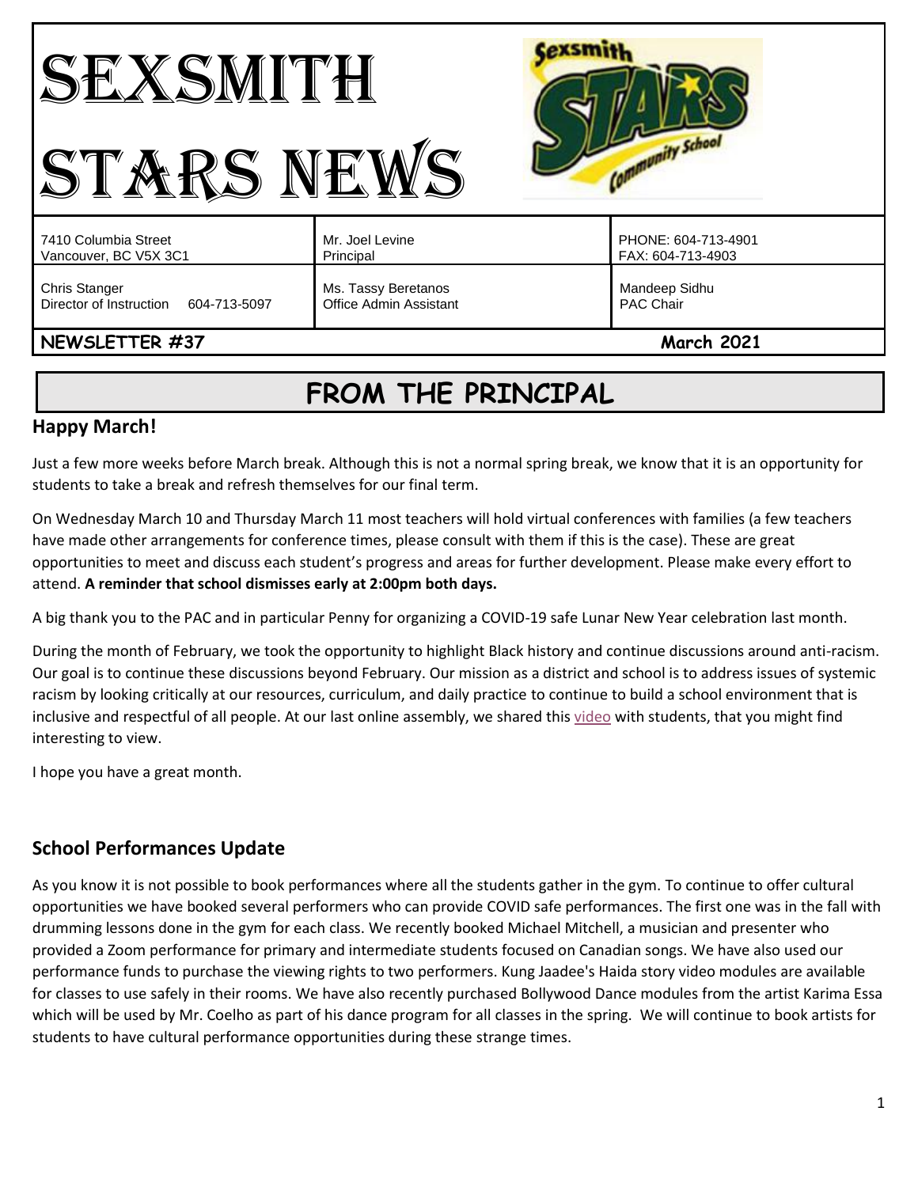# SEXSMITH STARS NEWS

| 7410 Columbia Street<br>Vancouver, BC V5X 3C1 | Mr. Joel Levine<br>Principal | PHONE: 604-713-4901<br>FAX: 604-713-4903 |
|---|---|---|
| Chris Stanger<br>Director of Instruction 604-713-5097 | Ms. Tassy Beretanos<br>Office Admin Assistant | Mandeep Sidhu<br>PAC Chair |

**NEWSLETTER #37** **March 2021**

## FROM THE PRINCIPAL

### Happy March!

Just a few more weeks before March break. Although this is not a normal spring break, we know that it is an opportunity for students to take a break and refresh themselves for our final term.

On Wednesday March 10 and Thursday March 11 most teachers will hold virtual conferences with families (a few teachers have made other arrangements for conference times, please consult with them if this is the case). These are great opportunities to meet and discuss each student's progress and areas for further development. Please make every effort to attend. **A reminder that school dismisses early at 2:00pm both days.**

A big thank you to the PAC and in particular Penny for organizing a COVID-19 safe Lunar New Year celebration last month.

During the month of February, we took the opportunity to highlight Black history and continue discussions around anti-racism. Our goal is to continue these discussions beyond February. Our mission as a district and school is to address issues of systemic racism by looking critically at our resources, curriculum, and daily practice to continue to build a school environment that is inclusive and respectful of all people. At our last online assembly, we shared this video with students, that you might find interesting to view.

I hope you have a great month.

### School Performances Update

As you know it is not possible to book performances where all the students gather in the gym. To continue to offer cultural opportunities we have booked several performers who can provide COVID safe performances. The first one was in the fall with drumming lessons done in the gym for each class. We recently booked Michael Mitchell, a musician and presenter who provided a Zoom performance for primary and intermediate students focused on Canadian songs. We have also used our performance funds to purchase the viewing rights to two performers. Kung Jaadee's Haida story video modules are available for classes to use safely in their rooms. We have also recently purchased Bollywood Dance modules from the artist Karima Essa which will be used by Mr. Coelho as part of his dance program for all classes in the spring. We will continue to book artists for students to have cultural performance opportunities during these strange times.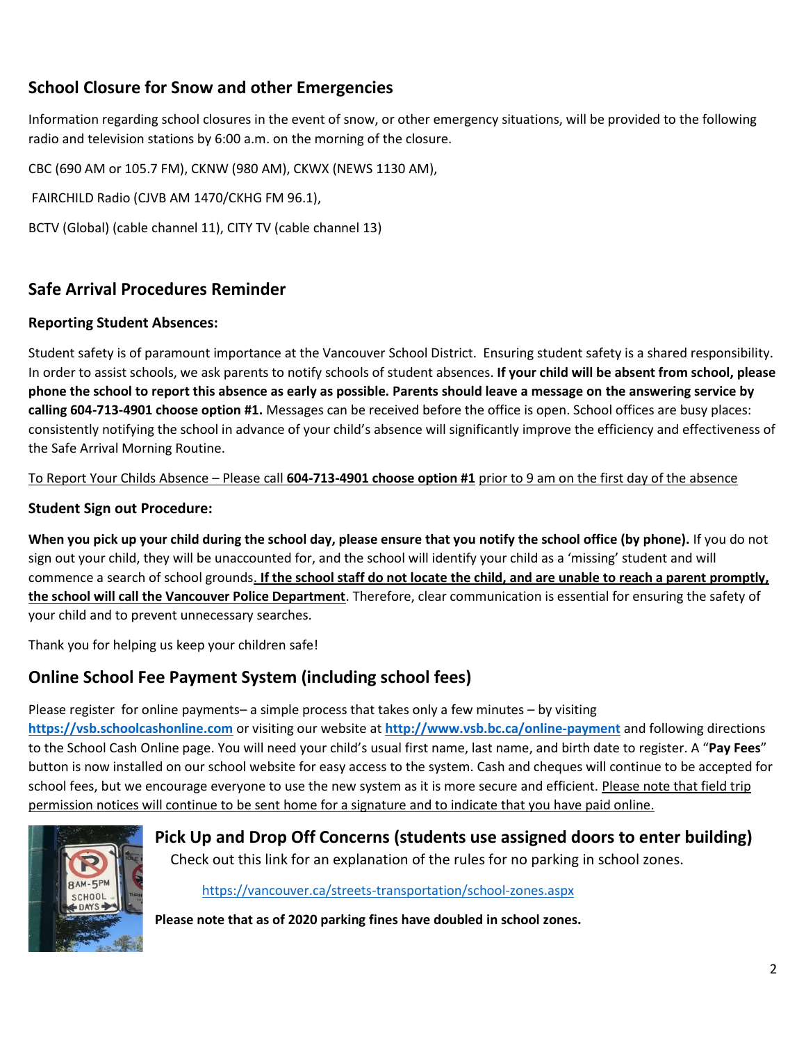## School Closure for Snow and other Emergencies

Information regarding school closures in the event of snow, or other emergency situations, will be provided to the following radio and television stations by 6:00 a.m. on the morning of the closure.

CBC (690 AM or 105.7 FM), CKNW (980 AM), CKWX (NEWS 1130 AM),

FAIRCHILD Radio (CJVB AM 1470/CKHG FM 96.1),

BCTV (Global) (cable channel 11), CITY TV (cable channel 13)

## Safe Arrival Procedures Reminder

### Reporting Student Absences:

Student safety is of paramount importance at the Vancouver School District. Ensuring student safety is a shared responsibility. In order to assist schools, we ask parents to notify schools of student absences. **If your child will be absent from school, please phone the school to report this absence as early as possible. Parents should leave a message on the answering service by calling 604-713-4901 choose option #1.** Messages can be received before the office is open. School offices are busy places: consistently notifying the school in advance of your child's absence will significantly improve the efficiency and effectiveness of the Safe Arrival Morning Routine.

To Report Your Childs Absence – Please call **604-713-4901 choose option #1** prior to 9 am on the first day of the absence

### Student Sign out Procedure:

**When you pick up your child during the school day, please ensure that you notify the school office (by phone).** If you do not sign out your child, they will be unaccounted for, and the school will identify your child as a 'missing' student and will commence a search of school grounds**. If the school staff do not locate the child, and are unable to reach a parent promptly, the school will call the Vancouver Police Department**. Therefore, clear communication is essential for ensuring the safety of your child and to prevent unnecessary searches.

Thank you for helping us keep your children safe!

## Online School Fee Payment System (including school fees)

Please register for online payments– a simple process that takes only a few minutes – by visiting **https://vsb.schoolcashonline.com** or visiting our website at **http://www.vsb.bc.ca/online-payment** and following directions to the School Cash Online page. You will need your child's usual first name, last name, and birth date to register. A "**Pay Fees**" button is now installed on our school website for easy access to the system. Cash and cheques will continue to be accepted for school fees, but we encourage everyone to use the new system as it is more secure and efficient. Please note that field trip permission notices will continue to be sent home for a signature and to indicate that you have paid online.

## Pick Up and Drop Off Concerns (students use assigned doors to enter building)

Check out this link for an explanation of the rules for no parking in school zones.

https://vancouver.ca/streets-transportation/school-zones.aspx

**Please note that as of 2020 parking fines have doubled in school zones.**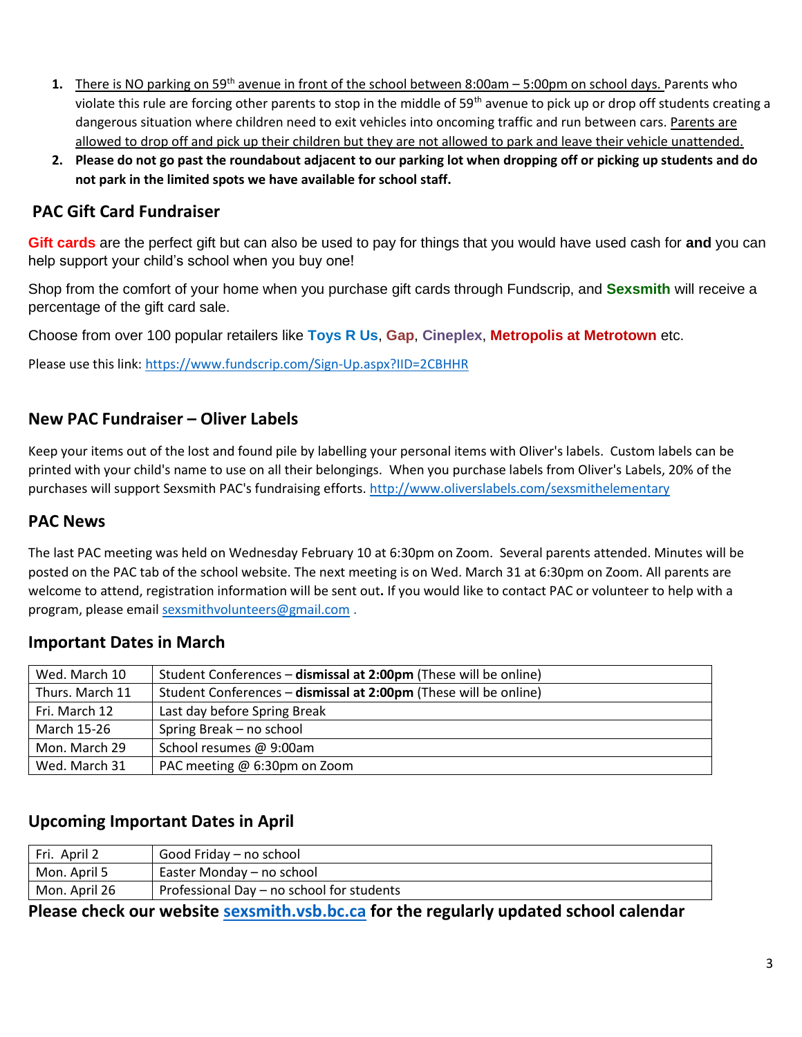1. There is NO parking on 59th avenue in front of the school between 8:00am – 5:00pm on school days. Parents who violate this rule are forcing other parents to stop in the middle of 59th avenue to pick up or drop off students creating a dangerous situation where children need to exit vehicles into oncoming traffic and run between cars. Parents are allowed to drop off and pick up their children but they are not allowed to park and leave their vehicle unattended.
2. **Please do not go past the roundabout adjacent to our parking lot when dropping off or picking up students and do not park in the limited spots we have available for school staff.**

## PAC Gift Card Fundraiser

**Gift cards** are the perfect gift but can also be used to pay for things that you would have used cash for **and** you can help support your child's school when you buy one!

Shop from the comfort of your home when you purchase gift cards through Fundscrip, and **Sexsmith** will receive a percentage of the gift card sale.

Choose from over 100 popular retailers like **Toys R Us**, **Gap**, **Cineplex**, **Metropolis at Metrotown** etc.

Please use this link: https://www.fundscrip.com/Sign-Up.aspx?IID=2CBHHR

## New PAC Fundraiser – Oliver Labels

Keep your items out of the lost and found pile by labelling your personal items with Oliver's labels. Custom labels can be printed with your child's name to use on all their belongings. When you purchase labels from Oliver's Labels, 20% of the purchases will support Sexsmith PAC's fundraising efforts. http://www.oliverslabels.com/sexsmithelementary

## PAC News

The last PAC meeting was held on Wednesday February 10 at 6:30pm on Zoom. Several parents attended. Minutes will be posted on the PAC tab of the school website. The next meeting is on Wed. March 31 at 6:30pm on Zoom. All parents are welcome to attend, registration information will be sent out**.** If you would like to contact PAC or volunteer to help with a program, please email sexsmithvolunteers@gmail.com .

## Important Dates in March

| | |
|---|---|
| Wed. March 10 | Student Conferences – **dismissal at 2:00pm** (These will be online) |
| Thurs. March 11 | Student Conferences – **dismissal at 2:00pm** (These will be online) |
| Fri. March 12 | Last day before Spring Break |
| March 15-26 | Spring Break – no school |
| Mon. March 29 | School resumes @ 9:00am |
| Wed. March 31 | PAC meeting @ 6:30pm on Zoom |

## Upcoming Important Dates in April

| | |
|---|---|
| Fri. April 2 | Good Friday – no school |
| Mon. April 5 | Easter Monday – no school |
| Mon. April 26 | Professional Day – no school for students |

**Please check our website sexsmith.vsb.bc.ca for the regularly updated school calendar**